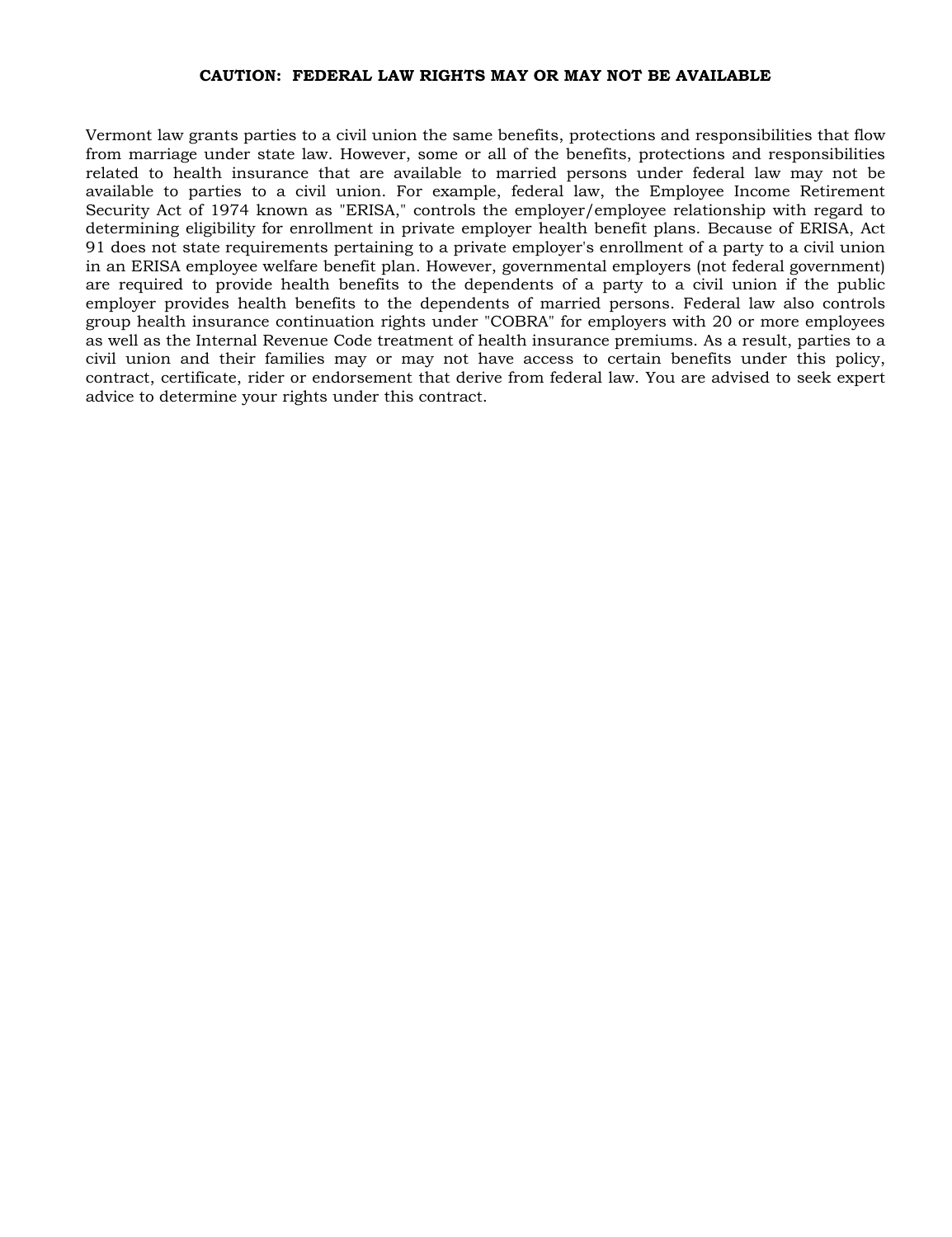**CAUTION: FEDERAL LAW RIGHTS MAY OR MAY NOT BE AVAILABLE**

Vermont law grants parties to a civil union the same benefits, protections and responsibilities that flow from marriage under state law. However, some or all of the benefits, protections and responsibilities related to health insurance that are available to married persons under federal law may not be available to parties to a civil union. For example, federal law, the Employee Income Retirement Security Act of 1974 known as "ERISA," controls the employer/employee relationship with regard to determining eligibility for enrollment in private employer health benefit plans. Because of ERISA, Act 91 does not state requirements pertaining to a private employer's enrollment of a party to a civil union in an ERISA employee welfare benefit plan. However, governmental employers (not federal government) are required to provide health benefits to the dependents of a party to a civil union if the public employer provides health benefits to the dependents of married persons. Federal law also controls group health insurance continuation rights under "COBRA" for employers with 20 or more employees as well as the Internal Revenue Code treatment of health insurance premiums. As a result, parties to a civil union and their families may or may not have access to certain benefits under this policy, contract, certificate, rider or endorsement that derive from federal law. You are advised to seek expert advice to determine your rights under this contract.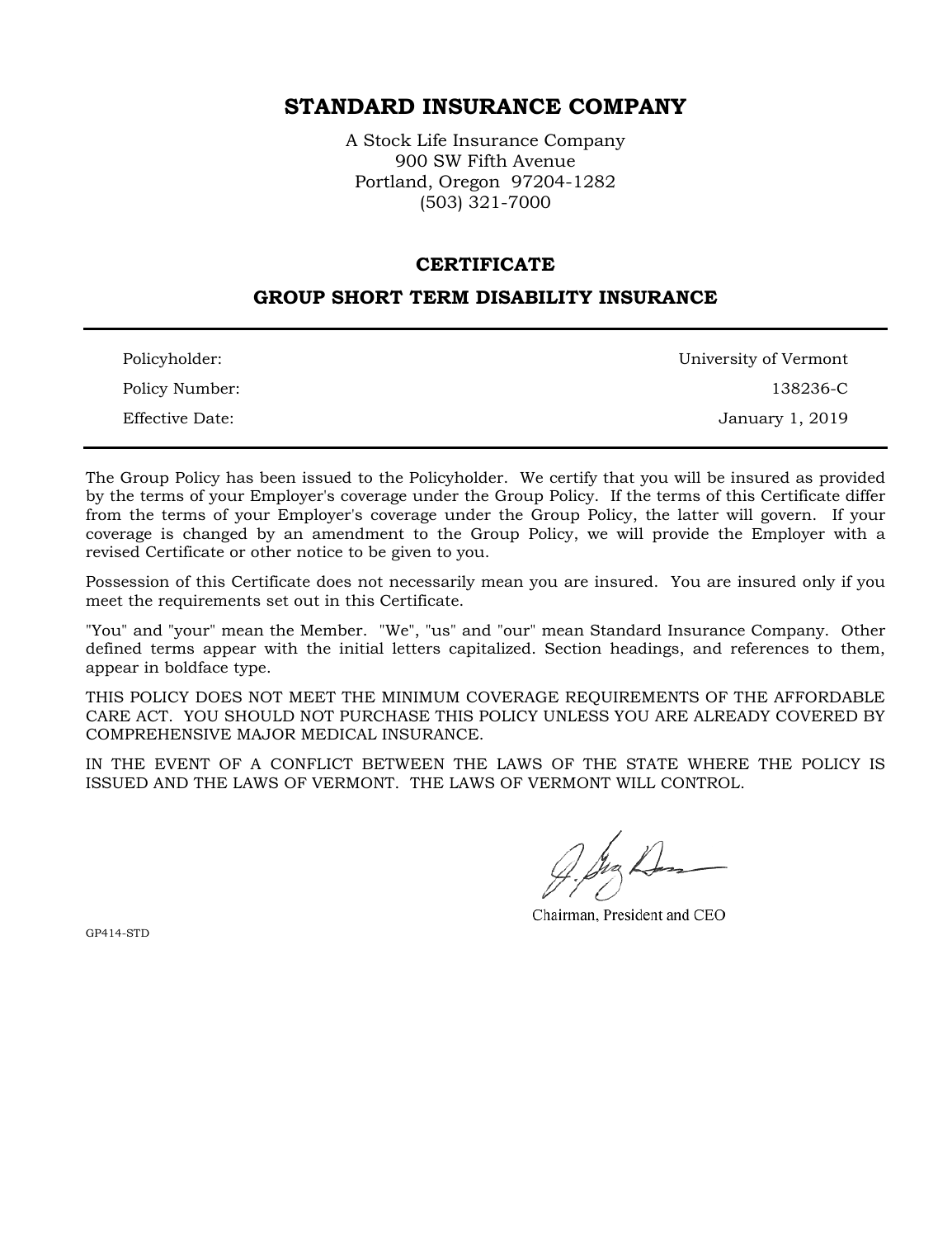# STANDARD INSURANCE COMPANY

A Stock Life Insurance Company
900 SW Fifth Avenue
Portland, Oregon 97204-1282
(503) 321-7000

## CERTIFICATE

## GROUP SHORT TERM DISABILITY INSURANCE

| | |
|---|---|
| Policyholder: | University of Vermont |
| Policy Number: | 138236-C |
| Effective Date: | January 1, 2019 |

The Group Policy has been issued to the Policyholder. We certify that you will be insured as provided by the terms of your Employer's coverage under the Group Policy. If the terms of this Certificate differ from the terms of your Employer's coverage under the Group Policy, the latter will govern. If your coverage is changed by an amendment to the Group Policy, we will provide the Employer with a revised Certificate or other notice to be given to you.

Possession of this Certificate does not necessarily mean you are insured. You are insured only if you meet the requirements set out in this Certificate.

"You" and "your" mean the Member. "We", "us" and "our" mean Standard Insurance Company. Other defined terms appear with the initial letters capitalized. Section headings, and references to them, appear in boldface type.

THIS POLICY DOES NOT MEET THE MINIMUM COVERAGE REQUIREMENTS OF THE AFFORDABLE CARE ACT. YOU SHOULD NOT PURCHASE THIS POLICY UNLESS YOU ARE ALREADY COVERED BY COMPREHENSIVE MAJOR MEDICAL INSURANCE.

IN THE EVENT OF A CONFLICT BETWEEN THE LAWS OF THE STATE WHERE THE POLICY IS ISSUED AND THE LAWS OF VERMONT. THE LAWS OF VERMONT WILL CONTROL.

Chairman, President and CEO

GP414-STD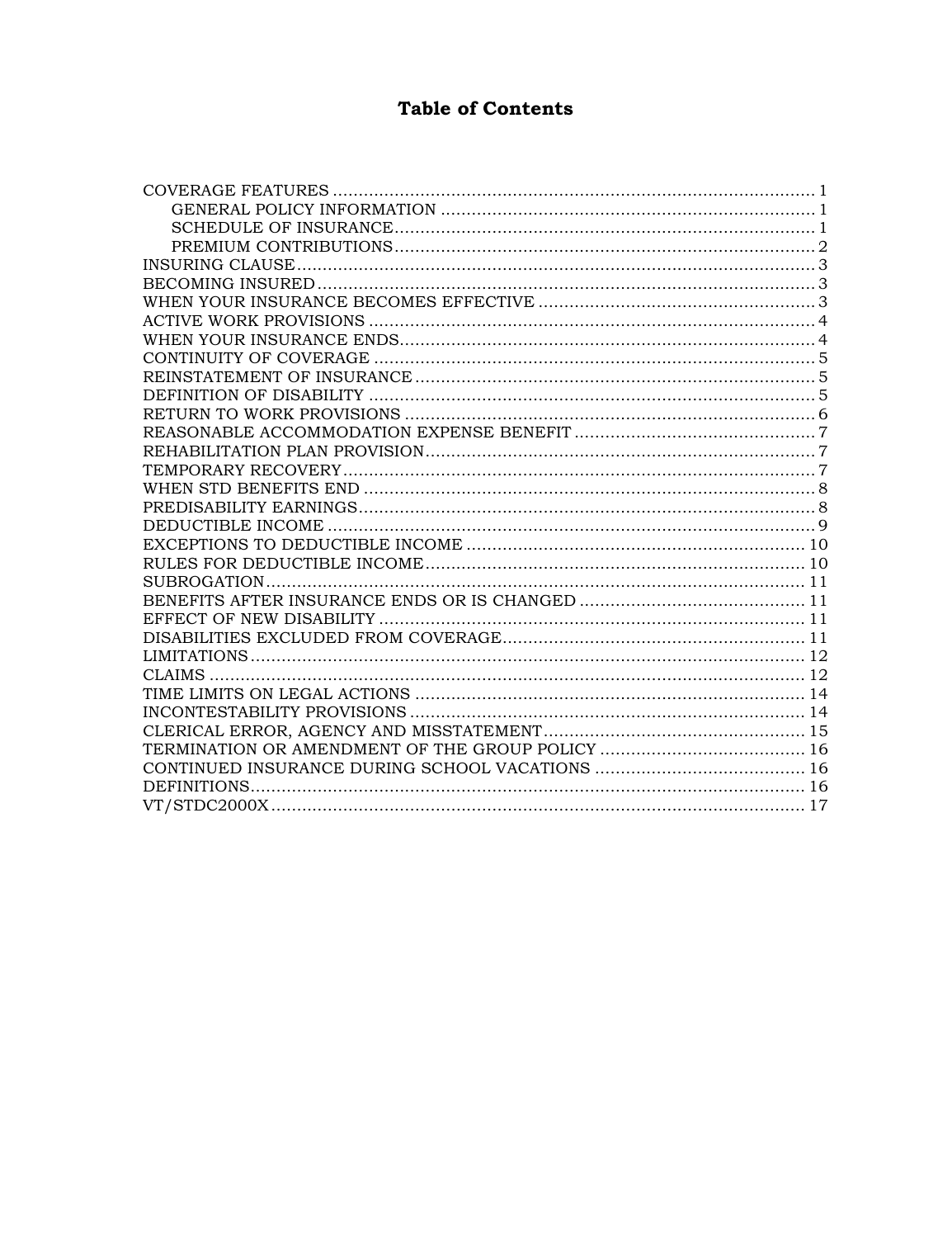# Table of Contents

COVERAGE FEATURES ............................................................................................. 1
- GENERAL POLICY INFORMATION ........................................................................ 1
- SCHEDULE OF INSURANCE.................................................................................. 1
- PREMIUM CONTRIBUTIONS................................................................................. 2

INSURING CLAUSE..................................................................................................... 3
BECOMING INSURED.................................................................................................. 3
WHEN YOUR INSURANCE BECOMES EFFECTIVE ..................................................... 3
ACTIVE WORK PROVISIONS ....................................................................................... 4
WHEN YOUR INSURANCE ENDS.................................................................................. 4
CONTINUITY OF COVERAGE ....................................................................................... 5
REINSTATEMENT OF INSURANCE ............................................................................... 5
DEFINITION OF DISABILITY ........................................................................................ 5
RETURN TO WORK PROVISIONS ................................................................................. 6
REASONABLE ACCOMMODATION EXPENSE BENEFIT ................................................ 7
REHABILITATION PLAN PROVISION............................................................................ 7
TEMPORARY RECOVERY............................................................................................. 7
WHEN STD BENEFITS END .......................................................................................... 8
PREDISABILITY EARNINGS.......................................................................................... 8
DEDUCTIBLE INCOME ................................................................................................. 9
EXCEPTIONS TO DEDUCTIBLE INCOME .................................................................. 10
RULES FOR DEDUCTIBLE INCOME........................................................................... 10
SUBROGATION........................................................................................................... 11
BENEFITS AFTER INSURANCE ENDS OR IS CHANGED ............................................ 11
EFFECT OF NEW DISABILITY .................................................................................... 11
DISABILITIES EXCLUDED FROM COVERAGE............................................................ 11
LIMITATIONS.............................................................................................................. 12
CLAIMS ...................................................................................................................... 12
TIME LIMITS ON LEGAL ACTIONS ............................................................................ 14
INCONTESTABILITY PROVISIONS ............................................................................. 14
CLERICAL ERROR, AGENCY AND MISSTATEMENT.................................................... 15
TERMINATION OR AMENDMENT OF THE GROUP POLICY ........................................ 16
CONTINUED INSURANCE DURING SCHOOL VACATIONS ......................................... 16
DEFINITIONS.............................................................................................................. 16
VT/STDC2000X........................................................................................................... 17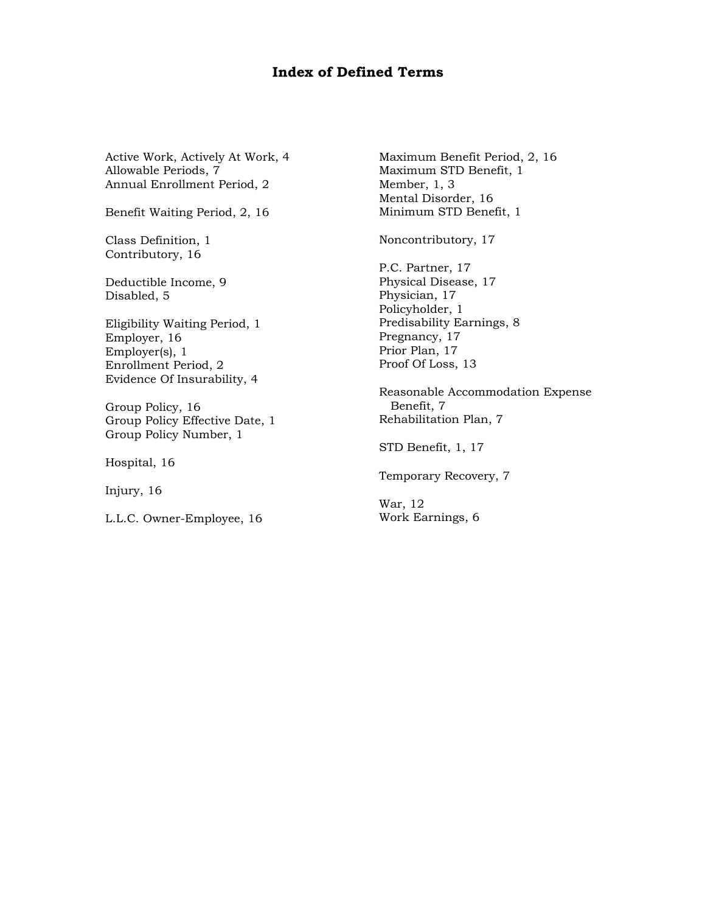# Index of Defined Terms

Active Work, Actively At Work, 4
Allowable Periods, 7
Annual Enrollment Period, 2

Benefit Waiting Period, 2, 16

Class Definition, 1
Contributory, 16

Deductible Income, 9
Disabled, 5

Eligibility Waiting Period, 1
Employer, 16
Employer(s), 1
Enrollment Period, 2
Evidence Of Insurability, 4

Group Policy, 16
Group Policy Effective Date, 1
Group Policy Number, 1

Hospital, 16

Injury, 16

L.L.C. Owner-Employee, 16

Maximum Benefit Period, 2, 16
Maximum STD Benefit, 1
Member, 1, 3
Mental Disorder, 16
Minimum STD Benefit, 1

Noncontributory, 17

P.C. Partner, 17
Physical Disease, 17
Physician, 17
Policyholder, 1
Predisability Earnings, 8
Pregnancy, 17
Prior Plan, 17
Proof Of Loss, 13

Reasonable Accommodation Expense Benefit, 7
Rehabilitation Plan, 7

STD Benefit, 1, 17

Temporary Recovery, 7

War, 12
Work Earnings, 6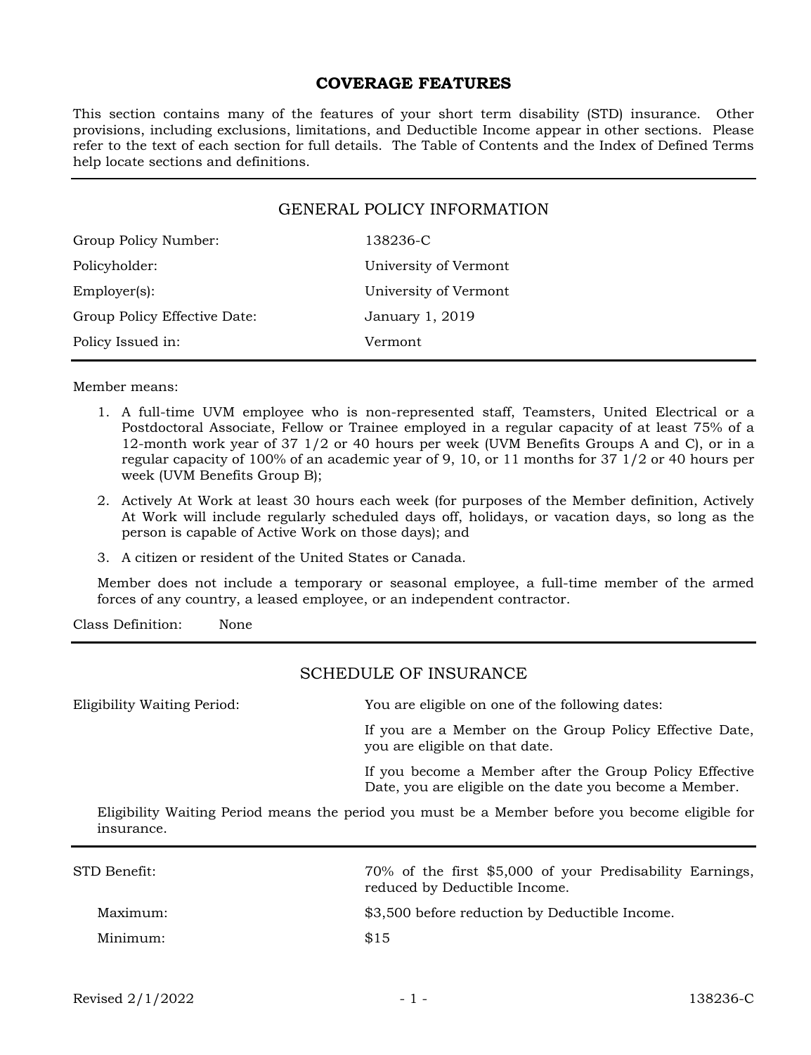# COVERAGE FEATURES

This section contains many of the features of your short term disability (STD) insurance. Other provisions, including exclusions, limitations, and Deductible Income appear in other sections. Please refer to the text of each section for full details. The Table of Contents and the Index of Defined Terms help locate sections and definitions.

## GENERAL POLICY INFORMATION

| | |
|---|---|
| Group Policy Number: | 138236-C |
| Policyholder: | University of Vermont |
| Employer(s): | University of Vermont |
| Group Policy Effective Date: | January 1, 2019 |
| Policy Issued in: | Vermont |

Member means:

1. A full-time UVM employee who is non-represented staff, Teamsters, United Electrical or a Postdoctoral Associate, Fellow or Trainee employed in a regular capacity of at least 75% of a 12-month work year of 37 1/2 or 40 hours per week (UVM Benefits Groups A and C), or in a regular capacity of 100% of an academic year of 9, 10, or 11 months for 37 1/2 or 40 hours per week (UVM Benefits Group B);
2. Actively At Work at least 30 hours each week (for purposes of the Member definition, Actively At Work will include regularly scheduled days off, holidays, or vacation days, so long as the person is capable of Active Work on those days); and
3. A citizen or resident of the United States or Canada.

Member does not include a temporary or seasonal employee, a full-time member of the armed forces of any country, a leased employee, or an independent contractor.

Class Definition: None

## SCHEDULE OF INSURANCE

Eligibility Waiting Period: You are eligible on one of the following dates:

If you are a Member on the Group Policy Effective Date, you are eligible on that date.

If you become a Member after the Group Policy Effective Date, you are eligible on the date you become a Member.

Eligibility Waiting Period means the period you must be a Member before you become eligible for insurance.

| | |
|---|---|
| STD Benefit: | 70% of the first $5,000 of your Predisability Earnings, reduced by Deductible Income. |
| Maximum: | $3,500 before reduction by Deductible Income. |
| Minimum: | $15 |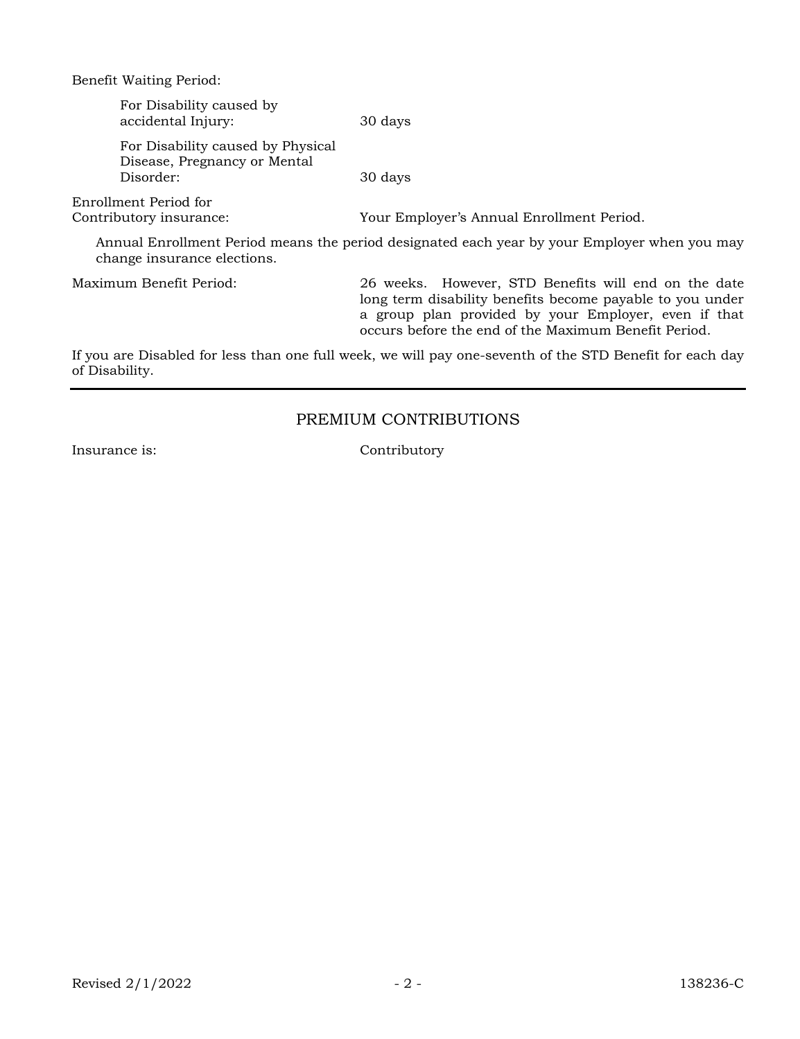Benefit Waiting Period:

| | |
|---|---|
| For Disability caused by accidental Injury: | 30 days |
| For Disability caused by Physical Disease, Pregnancy or Mental Disorder: | 30 days |

Enrollment Period for Contributory insurance: Your Employer's Annual Enrollment Period.

Annual Enrollment Period means the period designated each year by your Employer when you may change insurance elections.

Maximum Benefit Period: 26 weeks. However, STD Benefits will end on the date long term disability benefits become payable to you under a group plan provided by your Employer, even if that occurs before the end of the Maximum Benefit Period.

If you are Disabled for less than one full week, we will pay one-seventh of the STD Benefit for each day of Disability.

## PREMIUM CONTRIBUTIONS

Insurance is: Contributory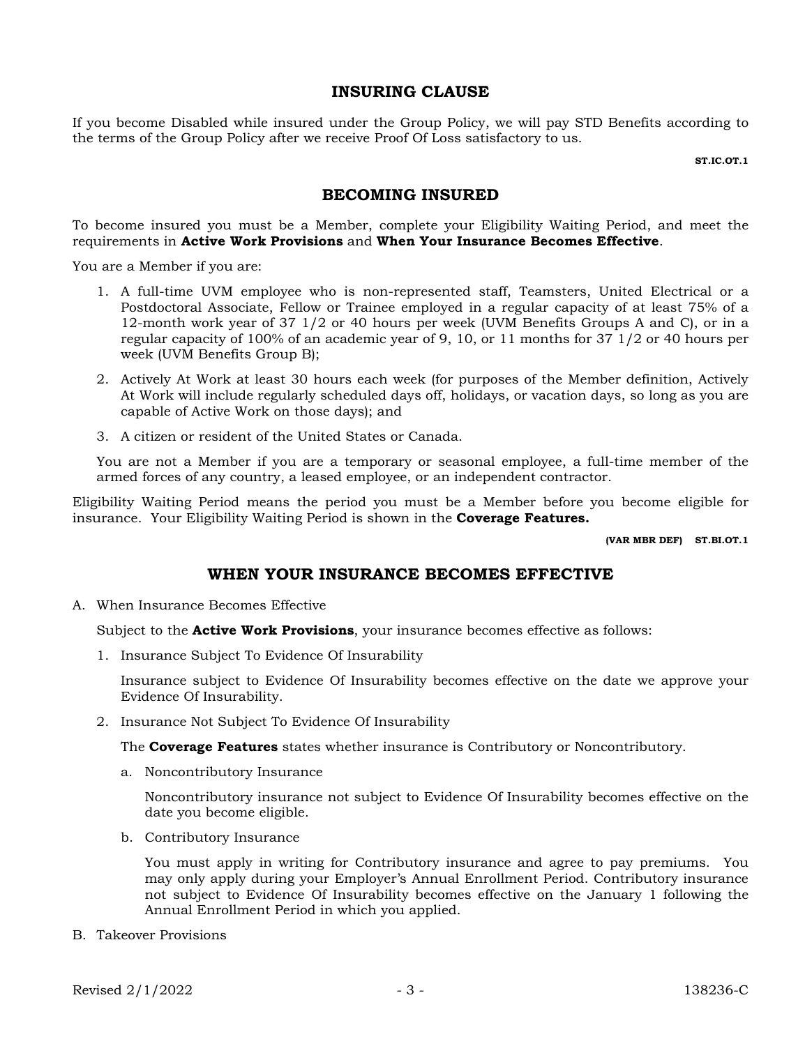## INSURING CLAUSE

If you become Disabled while insured under the Group Policy, we will pay STD Benefits according to the terms of the Group Policy after we receive Proof Of Loss satisfactory to us.

**ST.IC.OT.1**

## BECOMING INSURED

To become insured you must be a Member, complete your Eligibility Waiting Period, and meet the requirements in **Active Work Provisions** and **When Your Insurance Becomes Effective**.

You are a Member if you are:

1. A full-time UVM employee who is non-represented staff, Teamsters, United Electrical or a Postdoctoral Associate, Fellow or Trainee employed in a regular capacity of at least 75% of a 12-month work year of 37 1/2 or 40 hours per week (UVM Benefits Groups A and C), or in a regular capacity of 100% of an academic year of 9, 10, or 11 months for 37 1/2 or 40 hours per week (UVM Benefits Group B);
2. Actively At Work at least 30 hours each week (for purposes of the Member definition, Actively At Work will include regularly scheduled days off, holidays, or vacation days, so long as you are capable of Active Work on those days); and
3. A citizen or resident of the United States or Canada.

You are not a Member if you are a temporary or seasonal employee, a full-time member of the armed forces of any country, a leased employee, or an independent contractor.

Eligibility Waiting Period means the period you must be a Member before you become eligible for insurance. Your Eligibility Waiting Period is shown in the **Coverage Features.**

**(VAR MBR DEF) ST.BI.OT.1**

## WHEN YOUR INSURANCE BECOMES EFFECTIVE

A. When Insurance Becomes Effective

Subject to the **Active Work Provisions**, your insurance becomes effective as follows:

1. Insurance Subject To Evidence Of Insurability

   Insurance subject to Evidence Of Insurability becomes effective on the date we approve your Evidence Of Insurability.

2. Insurance Not Subject To Evidence Of Insurability

   The **Coverage Features** states whether insurance is Contributory or Noncontributory.

   a. Noncontributory Insurance

   Noncontributory insurance not subject to Evidence Of Insurability becomes effective on the date you become eligible.

   b. Contributory Insurance

   You must apply in writing for Contributory insurance and agree to pay premiums. You may only apply during your Employer's Annual Enrollment Period. Contributory insurance not subject to Evidence Of Insurability becomes effective on the January 1 following the Annual Enrollment Period in which you applied.

B. Takeover Provisions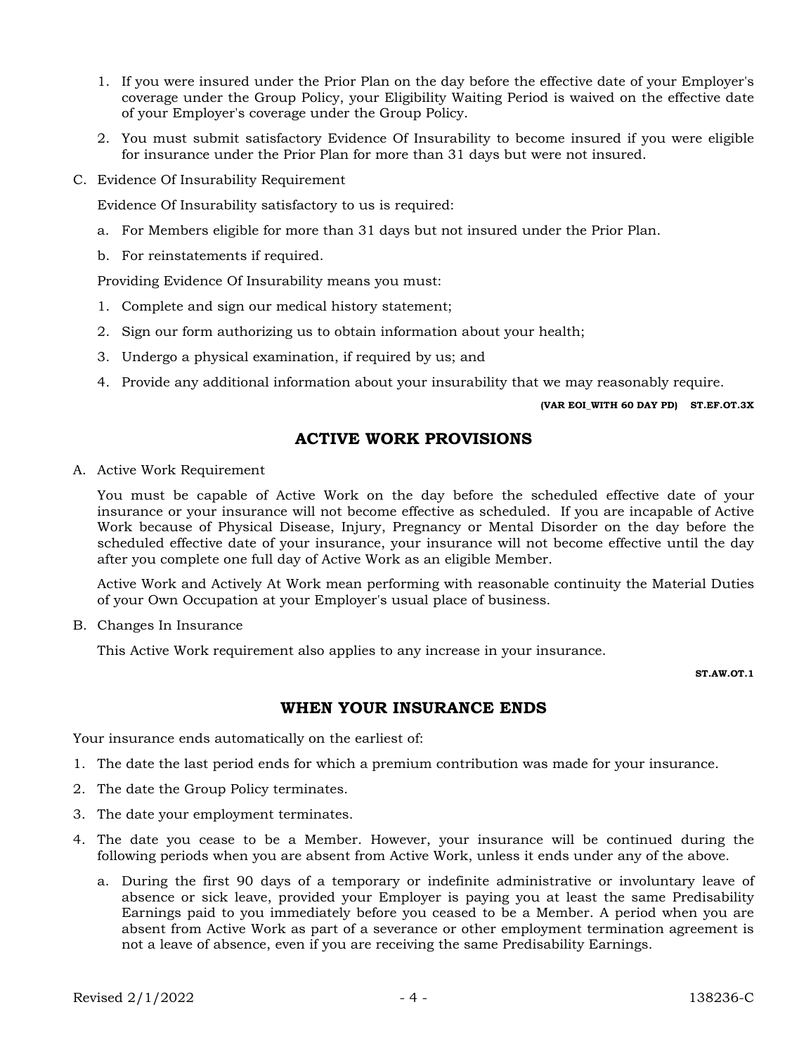1. If you were insured under the Prior Plan on the day before the effective date of your Employer's coverage under the Group Policy, your Eligibility Waiting Period is waived on the effective date of your Employer's coverage under the Group Policy.
2. You must submit satisfactory Evidence Of Insurability to become insured if you were eligible for insurance under the Prior Plan for more than 31 days but were not insured.

C. Evidence Of Insurability Requirement

Evidence Of Insurability satisfactory to us is required:

a. For Members eligible for more than 31 days but not insured under the Prior Plan.

b. For reinstatements if required.

Providing Evidence Of Insurability means you must:

1. Complete and sign our medical history statement;
2. Sign our form authorizing us to obtain information about your health;
3. Undergo a physical examination, if required by us; and
4. Provide any additional information about your insurability that we may reasonably require.

**(VAR EOI_WITH 60 DAY PD) ST.EF.OT.3X**

## ACTIVE WORK PROVISIONS

A. Active Work Requirement

You must be capable of Active Work on the day before the scheduled effective date of your insurance or your insurance will not become effective as scheduled. If you are incapable of Active Work because of Physical Disease, Injury, Pregnancy or Mental Disorder on the day before the scheduled effective date of your insurance, your insurance will not become effective until the day after you complete one full day of Active Work as an eligible Member.

Active Work and Actively At Work mean performing with reasonable continuity the Material Duties of your Own Occupation at your Employer's usual place of business.

B. Changes In Insurance

This Active Work requirement also applies to any increase in your insurance.

**ST.AW.OT.1**

## WHEN YOUR INSURANCE ENDS

Your insurance ends automatically on the earliest of:

1. The date the last period ends for which a premium contribution was made for your insurance.
2. The date the Group Policy terminates.
3. The date your employment terminates.
4. The date you cease to be a Member. However, your insurance will be continued during the following periods when you are absent from Active Work, unless it ends under any of the above.
   a. During the first 90 days of a temporary or indefinite administrative or involuntary leave of absence or sick leave, provided your Employer is paying you at least the same Predisability Earnings paid to you immediately before you ceased to be a Member. A period when you are absent from Active Work as part of a severance or other employment termination agreement is not a leave of absence, even if you are receiving the same Predisability Earnings.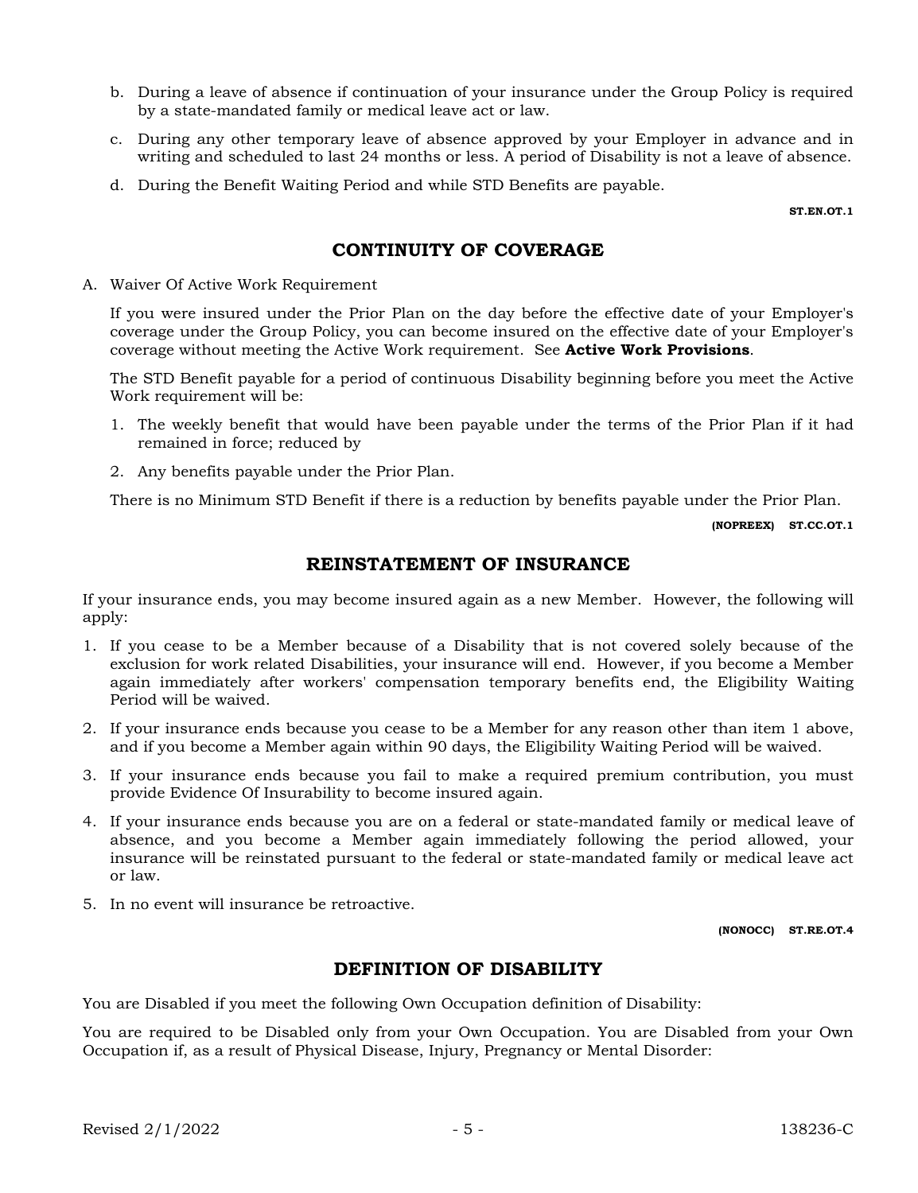b. During a leave of absence if continuation of your insurance under the Group Policy is required by a state-mandated family or medical leave act or law.

c. During any other temporary leave of absence approved by your Employer in advance and in writing and scheduled to last 24 months or less. A period of Disability is not a leave of absence.

d. During the Benefit Waiting Period and while STD Benefits are payable.

**ST.EN.OT.1**

## CONTINUITY OF COVERAGE

A. Waiver Of Active Work Requirement

If you were insured under the Prior Plan on the day before the effective date of your Employer's coverage under the Group Policy, you can become insured on the effective date of your Employer's coverage without meeting the Active Work requirement. See **Active Work Provisions**.

The STD Benefit payable for a period of continuous Disability beginning before you meet the Active Work requirement will be:

1. The weekly benefit that would have been payable under the terms of the Prior Plan if it had remained in force; reduced by
2. Any benefits payable under the Prior Plan.

There is no Minimum STD Benefit if there is a reduction by benefits payable under the Prior Plan.

**(NOPREEX) ST.CC.OT.1**

## REINSTATEMENT OF INSURANCE

If your insurance ends, you may become insured again as a new Member. However, the following will apply:

1. If you cease to be a Member because of a Disability that is not covered solely because of the exclusion for work related Disabilities, your insurance will end. However, if you become a Member again immediately after workers' compensation temporary benefits end, the Eligibility Waiting Period will be waived.
2. If your insurance ends because you cease to be a Member for any reason other than item 1 above, and if you become a Member again within 90 days, the Eligibility Waiting Period will be waived.
3. If your insurance ends because you fail to make a required premium contribution, you must provide Evidence Of Insurability to become insured again.
4. If your insurance ends because you are on a federal or state-mandated family or medical leave of absence, and you become a Member again immediately following the period allowed, your insurance will be reinstated pursuant to the federal or state-mandated family or medical leave act or law.
5. In no event will insurance be retroactive.

**(NONOCC) ST.RE.OT.4**

## DEFINITION OF DISABILITY

You are Disabled if you meet the following Own Occupation definition of Disability:

You are required to be Disabled only from your Own Occupation. You are Disabled from your Own Occupation if, as a result of Physical Disease, Injury, Pregnancy or Mental Disorder: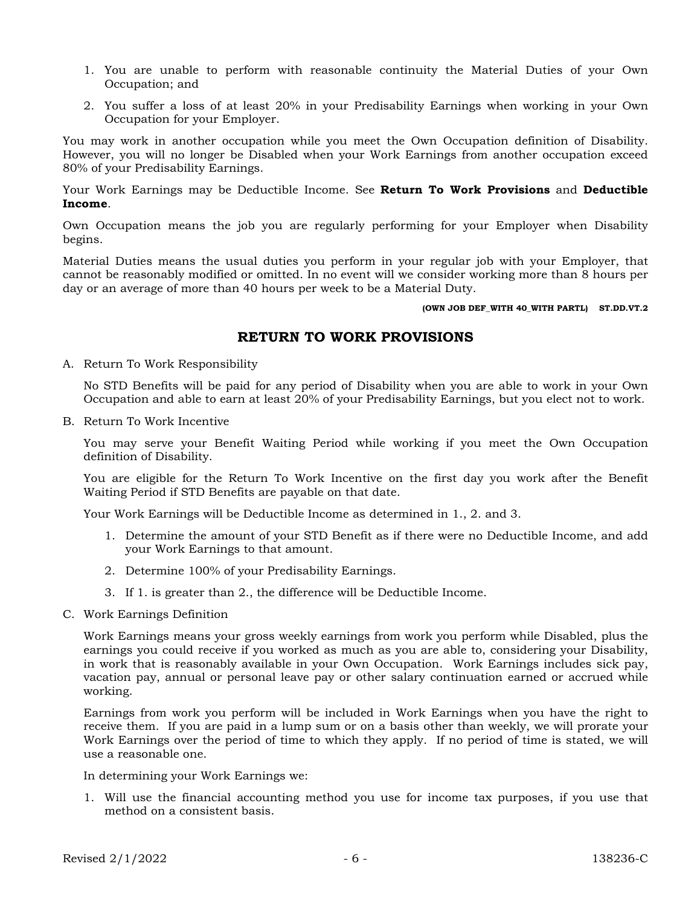1. You are unable to perform with reasonable continuity the Material Duties of your Own Occupation; and
2. You suffer a loss of at least 20% in your Predisability Earnings when working in your Own Occupation for your Employer.

You may work in another occupation while you meet the Own Occupation definition of Disability. However, you will no longer be Disabled when your Work Earnings from another occupation exceed 80% of your Predisability Earnings.

Your Work Earnings may be Deductible Income. See **Return To Work Provisions** and **Deductible Income**.

Own Occupation means the job you are regularly performing for your Employer when Disability begins.

Material Duties means the usual duties you perform in your regular job with your Employer, that cannot be reasonably modified or omitted. In no event will we consider working more than 8 hours per day or an average of more than 40 hours per week to be a Material Duty.

**(OWN JOB DEF_WITH 40_WITH PARTL) ST.DD.VT.2**

## RETURN TO WORK PROVISIONS

A. Return To Work Responsibility

   No STD Benefits will be paid for any period of Disability when you are able to work in your Own Occupation and able to earn at least 20% of your Predisability Earnings, but you elect not to work.

B. Return To Work Incentive

   You may serve your Benefit Waiting Period while working if you meet the Own Occupation definition of Disability.

   You are eligible for the Return To Work Incentive on the first day you work after the Benefit Waiting Period if STD Benefits are payable on that date.

   Your Work Earnings will be Deductible Income as determined in 1., 2. and 3.

   1. Determine the amount of your STD Benefit as if there were no Deductible Income, and add your Work Earnings to that amount.
   2. Determine 100% of your Predisability Earnings.
   3. If 1. is greater than 2., the difference will be Deductible Income.

C. Work Earnings Definition

   Work Earnings means your gross weekly earnings from work you perform while Disabled, plus the earnings you could receive if you worked as much as you are able to, considering your Disability, in work that is reasonably available in your Own Occupation. Work Earnings includes sick pay, vacation pay, annual or personal leave pay or other salary continuation earned or accrued while working.

   Earnings from work you perform will be included in Work Earnings when you have the right to receive them. If you are paid in a lump sum or on a basis other than weekly, we will prorate your Work Earnings over the period of time to which they apply. If no period of time is stated, we will use a reasonable one.

   In determining your Work Earnings we:

   1. Will use the financial accounting method you use for income tax purposes, if you use that method on a consistent basis.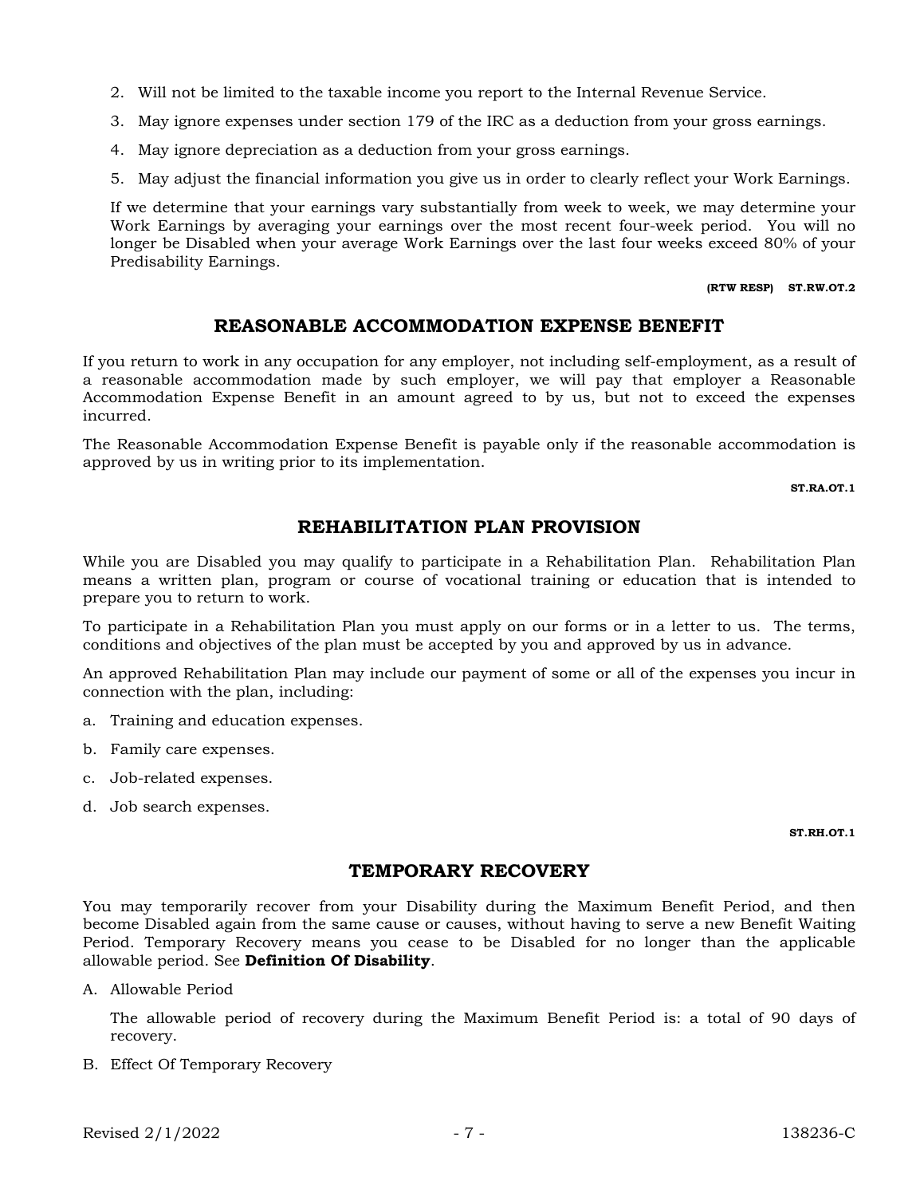2. Will not be limited to the taxable income you report to the Internal Revenue Service.
3. May ignore expenses under section 179 of the IRC as a deduction from your gross earnings.
4. May ignore depreciation as a deduction from your gross earnings.
5. May adjust the financial information you give us in order to clearly reflect your Work Earnings.

If we determine that your earnings vary substantially from week to week, we may determine your Work Earnings by averaging your earnings over the most recent four-week period. You will no longer be Disabled when your average Work Earnings over the last four weeks exceed 80% of your Predisability Earnings.

**(RTW RESP) ST.RW.OT.2**

## REASONABLE ACCOMMODATION EXPENSE BENEFIT

If you return to work in any occupation for any employer, not including self-employment, as a result of a reasonable accommodation made by such employer, we will pay that employer a Reasonable Accommodation Expense Benefit in an amount agreed to by us, but not to exceed the expenses incurred.

The Reasonable Accommodation Expense Benefit is payable only if the reasonable accommodation is approved by us in writing prior to its implementation.

**ST.RA.OT.1**

## REHABILITATION PLAN PROVISION

While you are Disabled you may qualify to participate in a Rehabilitation Plan. Rehabilitation Plan means a written plan, program or course of vocational training or education that is intended to prepare you to return to work.

To participate in a Rehabilitation Plan you must apply on our forms or in a letter to us. The terms, conditions and objectives of the plan must be accepted by you and approved by us in advance.

An approved Rehabilitation Plan may include our payment of some or all of the expenses you incur in connection with the plan, including:

a. Training and education expenses.
b. Family care expenses.
c. Job-related expenses.
d. Job search expenses.

**ST.RH.OT.1**

## TEMPORARY RECOVERY

You may temporarily recover from your Disability during the Maximum Benefit Period, and then become Disabled again from the same cause or causes, without having to serve a new Benefit Waiting Period. Temporary Recovery means you cease to be Disabled for no longer than the applicable allowable period. See **Definition Of Disability**.

A. Allowable Period

   The allowable period of recovery during the Maximum Benefit Period is: a total of 90 days of recovery.

B. Effect Of Temporary Recovery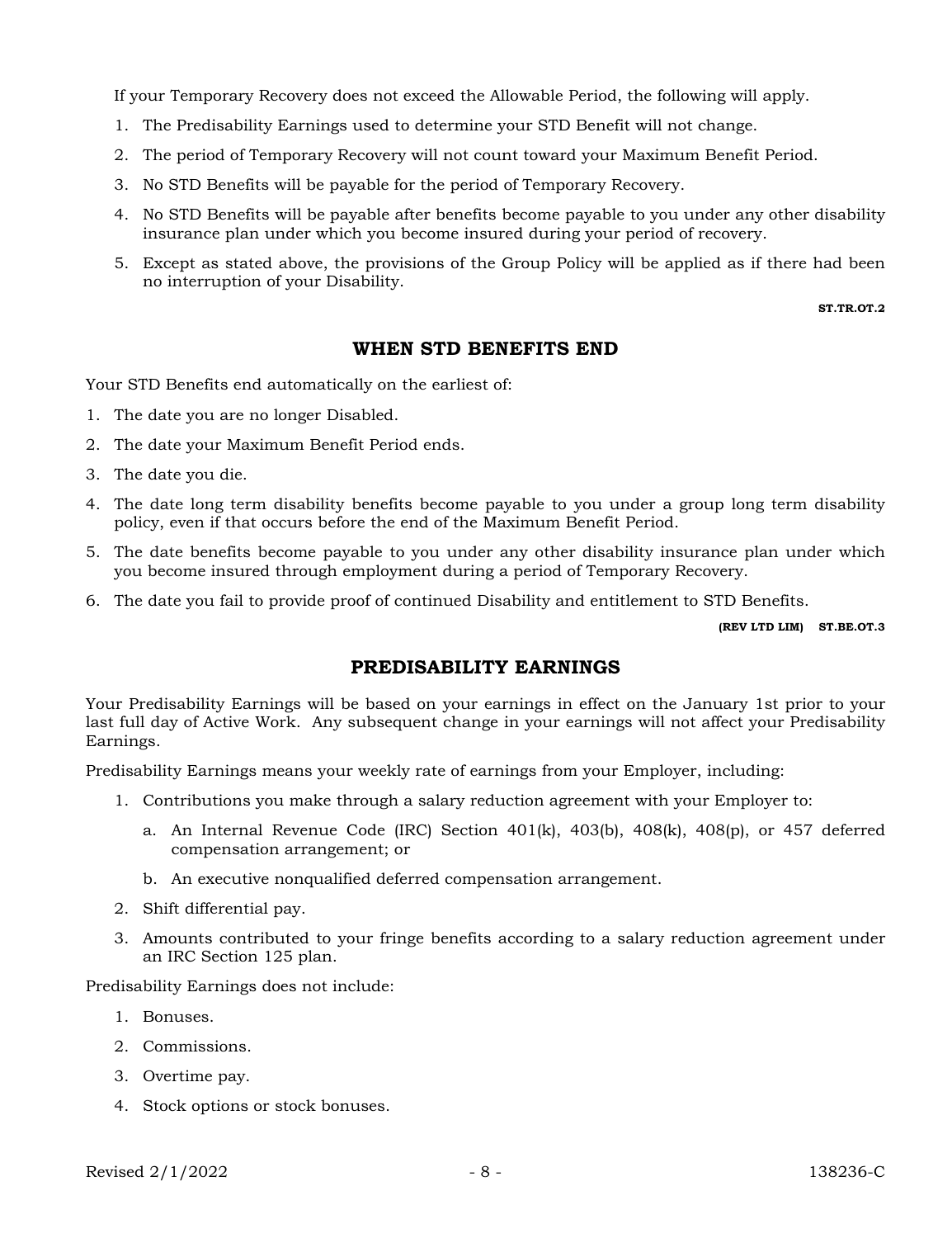If your Temporary Recovery does not exceed the Allowable Period, the following will apply.

1. The Predisability Earnings used to determine your STD Benefit will not change.
2. The period of Temporary Recovery will not count toward your Maximum Benefit Period.
3. No STD Benefits will be payable for the period of Temporary Recovery.
4. No STD Benefits will be payable after benefits become payable to you under any other disability insurance plan under which you become insured during your period of recovery.
5. Except as stated above, the provisions of the Group Policy will be applied as if there had been no interruption of your Disability.

**ST.TR.OT.2**

## WHEN STD BENEFITS END

Your STD Benefits end automatically on the earliest of:

1. The date you are no longer Disabled.
2. The date your Maximum Benefit Period ends.
3. The date you die.
4. The date long term disability benefits become payable to you under a group long term disability policy, even if that occurs before the end of the Maximum Benefit Period.
5. The date benefits become payable to you under any other disability insurance plan under which you become insured through employment during a period of Temporary Recovery.
6. The date you fail to provide proof of continued Disability and entitlement to STD Benefits.

**(REV LTD LIM) ST.BE.OT.3**

## PREDISABILITY EARNINGS

Your Predisability Earnings will be based on your earnings in effect on the January 1st prior to your last full day of Active Work. Any subsequent change in your earnings will not affect your Predisability Earnings.

Predisability Earnings means your weekly rate of earnings from your Employer, including:

1. Contributions you make through a salary reduction agreement with your Employer to:
   a. An Internal Revenue Code (IRC) Section 401(k), 403(b), 408(k), 408(p), or 457 deferred compensation arrangement; or
   b. An executive nonqualified deferred compensation arrangement.
2. Shift differential pay.
3. Amounts contributed to your fringe benefits according to a salary reduction agreement under an IRC Section 125 plan.

Predisability Earnings does not include:

1. Bonuses.
2. Commissions.
3. Overtime pay.
4. Stock options or stock bonuses.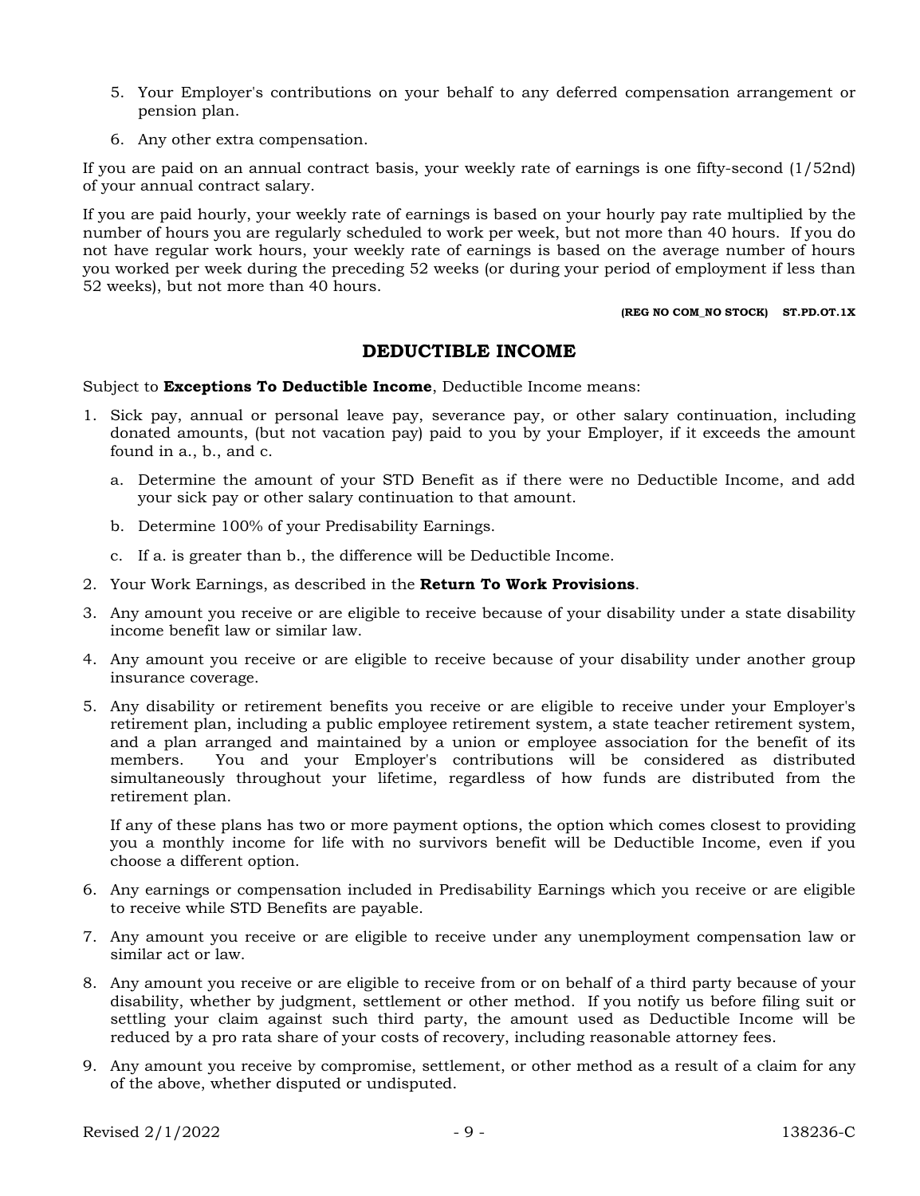5. Your Employer's contributions on your behalf to any deferred compensation arrangement or pension plan.
6. Any other extra compensation.

If you are paid on an annual contract basis, your weekly rate of earnings is one fifty-second (1/52nd) of your annual contract salary.

If you are paid hourly, your weekly rate of earnings is based on your hourly pay rate multiplied by the number of hours you are regularly scheduled to work per week, but not more than 40 hours. If you do not have regular work hours, your weekly rate of earnings is based on the average number of hours you worked per week during the preceding 52 weeks (or during your period of employment if less than 52 weeks), but not more than 40 hours.

**(REG NO COM_NO STOCK) ST.PD.OT.1X**

## DEDUCTIBLE INCOME

Subject to **Exceptions To Deductible Income**, Deductible Income means:

1. Sick pay, annual or personal leave pay, severance pay, or other salary continuation, including donated amounts, (but not vacation pay) paid to you by your Employer, if it exceeds the amount found in a., b., and c.
   a. Determine the amount of your STD Benefit as if there were no Deductible Income, and add your sick pay or other salary continuation to that amount.
   b. Determine 100% of your Predisability Earnings.
   c. If a. is greater than b., the difference will be Deductible Income.
2. Your Work Earnings, as described in the **Return To Work Provisions**.
3. Any amount you receive or are eligible to receive because of your disability under a state disability income benefit law or similar law.
4. Any amount you receive or are eligible to receive because of your disability under another group insurance coverage.
5. Any disability or retirement benefits you receive or are eligible to receive under your Employer's retirement plan, including a public employee retirement system, a state teacher retirement system, and a plan arranged and maintained by a union or employee association for the benefit of its members. You and your Employer's contributions will be considered as distributed simultaneously throughout your lifetime, regardless of how funds are distributed from the retirement plan.

   If any of these plans has two or more payment options, the option which comes closest to providing you a monthly income for life with no survivors benefit will be Deductible Income, even if you choose a different option.
6. Any earnings or compensation included in Predisability Earnings which you receive or are eligible to receive while STD Benefits are payable.
7. Any amount you receive or are eligible to receive under any unemployment compensation law or similar act or law.
8. Any amount you receive or are eligible to receive from or on behalf of a third party because of your disability, whether by judgment, settlement or other method. If you notify us before filing suit or settling your claim against such third party, the amount used as Deductible Income will be reduced by a pro rata share of your costs of recovery, including reasonable attorney fees.
9. Any amount you receive by compromise, settlement, or other method as a result of a claim for any of the above, whether disputed or undisputed.

Revised 2/1/2022 138236-C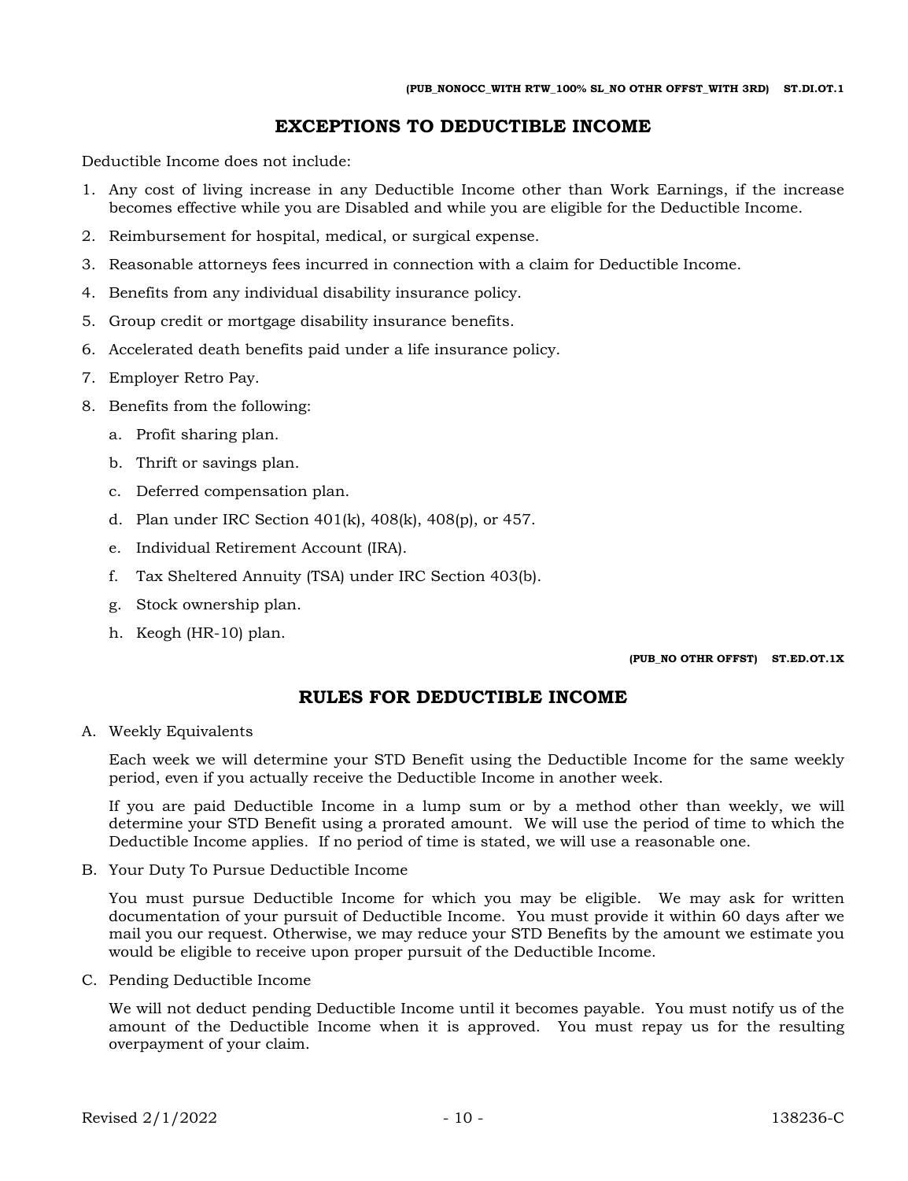(PUB_NONOCC_WITH RTW_100% SL_NO OTHR OFFST_WITH 3RD) ST.DI.OT.1

## EXCEPTIONS TO DEDUCTIBLE INCOME

Deductible Income does not include:

1. Any cost of living increase in any Deductible Income other than Work Earnings, if the increase becomes effective while you are Disabled and while you are eligible for the Deductible Income.
2. Reimbursement for hospital, medical, or surgical expense.
3. Reasonable attorneys fees incurred in connection with a claim for Deductible Income.
4. Benefits from any individual disability insurance policy.
5. Group credit or mortgage disability insurance benefits.
6. Accelerated death benefits paid under a life insurance policy.
7. Employer Retro Pay.
8. Benefits from the following:
   a. Profit sharing plan.
   b. Thrift or savings plan.
   c. Deferred compensation plan.
   d. Plan under IRC Section 401(k), 408(k), 408(p), or 457.
   e. Individual Retirement Account (IRA).
   f. Tax Sheltered Annuity (TSA) under IRC Section 403(b).
   g. Stock ownership plan.
   h. Keogh (HR-10) plan.

(PUB_NO OTHR OFFST) ST.ED.OT.1X

## RULES FOR DEDUCTIBLE INCOME

A. Weekly Equivalents

   Each week we will determine your STD Benefit using the Deductible Income for the same weekly period, even if you actually receive the Deductible Income in another week.

   If you are paid Deductible Income in a lump sum or by a method other than weekly, we will determine your STD Benefit using a prorated amount. We will use the period of time to which the Deductible Income applies. If no period of time is stated, we will use a reasonable one.

B. Your Duty To Pursue Deductible Income

   You must pursue Deductible Income for which you may be eligible. We may ask for written documentation of your pursuit of Deductible Income. You must provide it within 60 days after we mail you our request. Otherwise, we may reduce your STD Benefits by the amount we estimate you would be eligible to receive upon proper pursuit of the Deductible Income.

C. Pending Deductible Income

   We will not deduct pending Deductible Income until it becomes payable. You must notify us of the amount of the Deductible Income when it is approved. You must repay us for the resulting overpayment of your claim.

Revised 2/1/2022 138236-C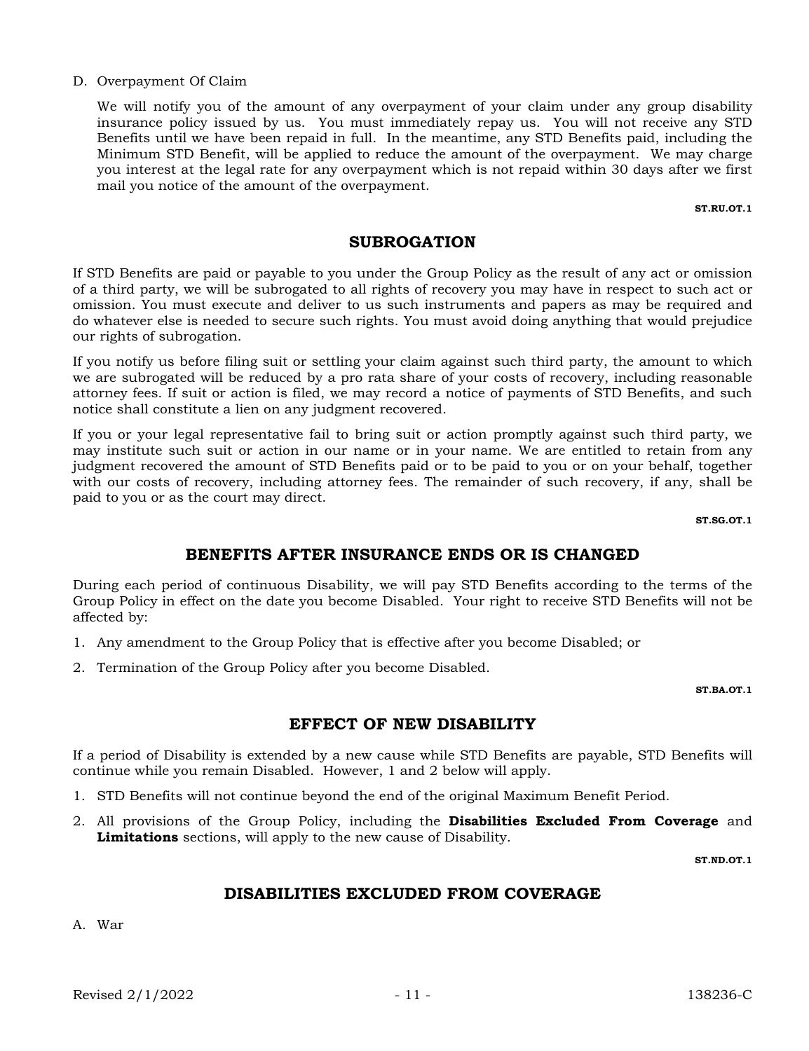D. Overpayment Of Claim

We will notify you of the amount of any overpayment of your claim under any group disability insurance policy issued by us. You must immediately repay us. You will not receive any STD Benefits until we have been repaid in full. In the meantime, any STD Benefits paid, including the Minimum STD Benefit, will be applied to reduce the amount of the overpayment. We may charge you interest at the legal rate for any overpayment which is not repaid within 30 days after we first mail you notice of the amount of the overpayment.

**ST.RU.OT.1**

## SUBROGATION

If STD Benefits are paid or payable to you under the Group Policy as the result of any act or omission of a third party, we will be subrogated to all rights of recovery you may have in respect to such act or omission. You must execute and deliver to us such instruments and papers as may be required and do whatever else is needed to secure such rights. You must avoid doing anything that would prejudice our rights of subrogation.

If you notify us before filing suit or settling your claim against such third party, the amount to which we are subrogated will be reduced by a pro rata share of your costs of recovery, including reasonable attorney fees. If suit or action is filed, we may record a notice of payments of STD Benefits, and such notice shall constitute a lien on any judgment recovered.

If you or your legal representative fail to bring suit or action promptly against such third party, we may institute such suit or action in our name or in your name. We are entitled to retain from any judgment recovered the amount of STD Benefits paid or to be paid to you or on your behalf, together with our costs of recovery, including attorney fees. The remainder of such recovery, if any, shall be paid to you or as the court may direct.

**ST.SG.OT.1**

## BENEFITS AFTER INSURANCE ENDS OR IS CHANGED

During each period of continuous Disability, we will pay STD Benefits according to the terms of the Group Policy in effect on the date you become Disabled. Your right to receive STD Benefits will not be affected by:

1. Any amendment to the Group Policy that is effective after you become Disabled; or
2. Termination of the Group Policy after you become Disabled.

**ST.BA.OT.1**

## EFFECT OF NEW DISABILITY

If a period of Disability is extended by a new cause while STD Benefits are payable, STD Benefits will continue while you remain Disabled. However, 1 and 2 below will apply.

1. STD Benefits will not continue beyond the end of the original Maximum Benefit Period.
2. All provisions of the Group Policy, including the **Disabilities Excluded From Coverage** and **Limitations** sections, will apply to the new cause of Disability.

**ST.ND.OT.1**

## DISABILITIES EXCLUDED FROM COVERAGE

A. War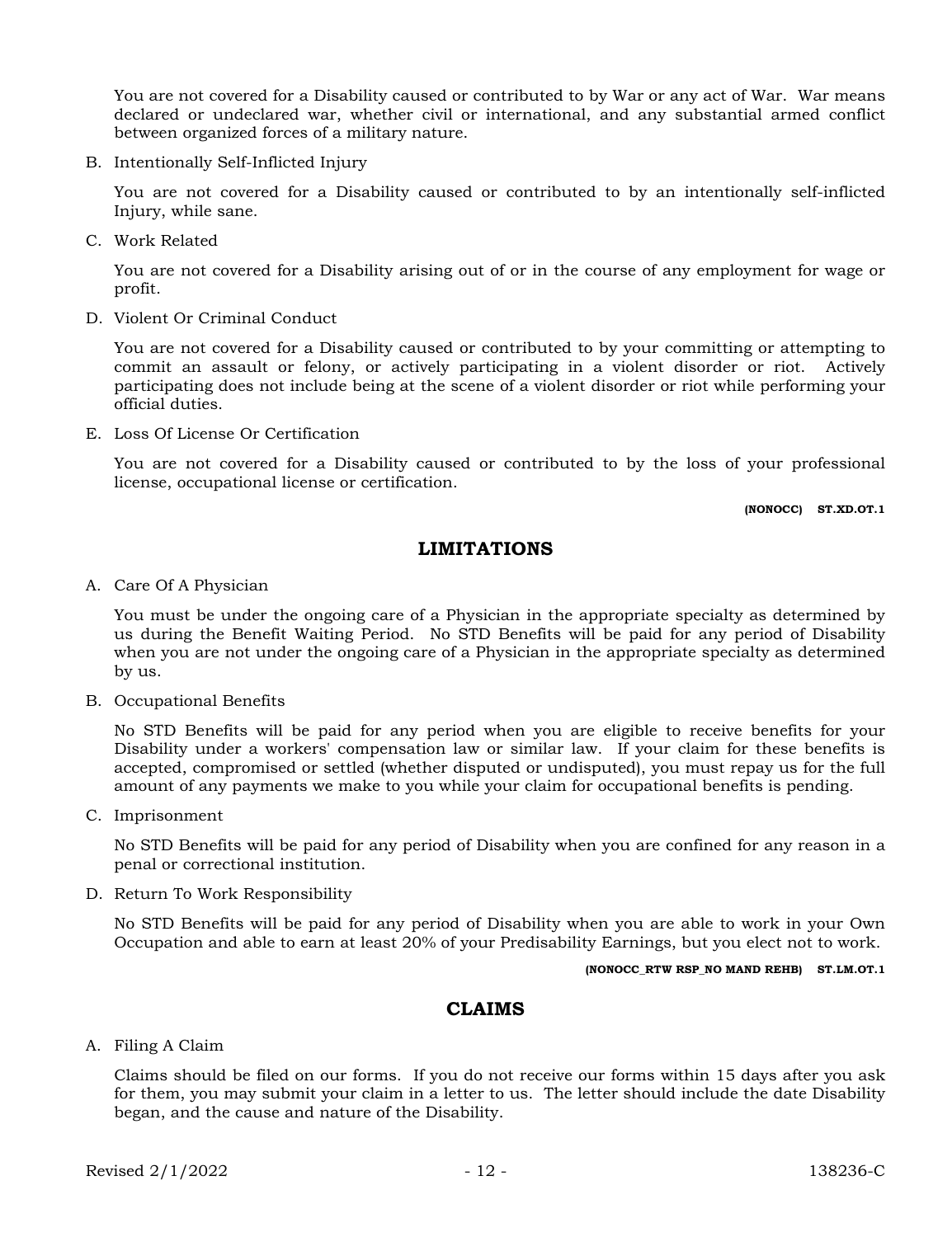You are not covered for a Disability caused or contributed to by War or any act of War. War means declared or undeclared war, whether civil or international, and any substantial armed conflict between organized forces of a military nature.

B. Intentionally Self-Inflicted Injury

   You are not covered for a Disability caused or contributed to by an intentionally self-inflicted Injury, while sane.

C. Work Related

   You are not covered for a Disability arising out of or in the course of any employment for wage or profit.

D. Violent Or Criminal Conduct

   You are not covered for a Disability caused or contributed to by your committing or attempting to commit an assault or felony, or actively participating in a violent disorder or riot. Actively participating does not include being at the scene of a violent disorder or riot while performing your official duties.

E. Loss Of License Or Certification

   You are not covered for a Disability caused or contributed to by the loss of your professional license, occupational license or certification.

**(NONOCC) ST.XD.OT.1**

## LIMITATIONS

A. Care Of A Physician

   You must be under the ongoing care of a Physician in the appropriate specialty as determined by us during the Benefit Waiting Period. No STD Benefits will be paid for any period of Disability when you are not under the ongoing care of a Physician in the appropriate specialty as determined by us.

B. Occupational Benefits

   No STD Benefits will be paid for any period when you are eligible to receive benefits for your Disability under a workers' compensation law or similar law. If your claim for these benefits is accepted, compromised or settled (whether disputed or undisputed), you must repay us for the full amount of any payments we make to you while your claim for occupational benefits is pending.

C. Imprisonment

   No STD Benefits will be paid for any period of Disability when you are confined for any reason in a penal or correctional institution.

D. Return To Work Responsibility

   No STD Benefits will be paid for any period of Disability when you are able to work in your Own Occupation and able to earn at least 20% of your Predisability Earnings, but you elect not to work.

**(NONOCC_RTW RSP_NO MAND REHB) ST.LM.OT.1**

## CLAIMS

A. Filing A Claim

   Claims should be filed on our forms. If you do not receive our forms within 15 days after you ask for them, you may submit your claim in a letter to us. The letter should include the date Disability began, and the cause and nature of the Disability.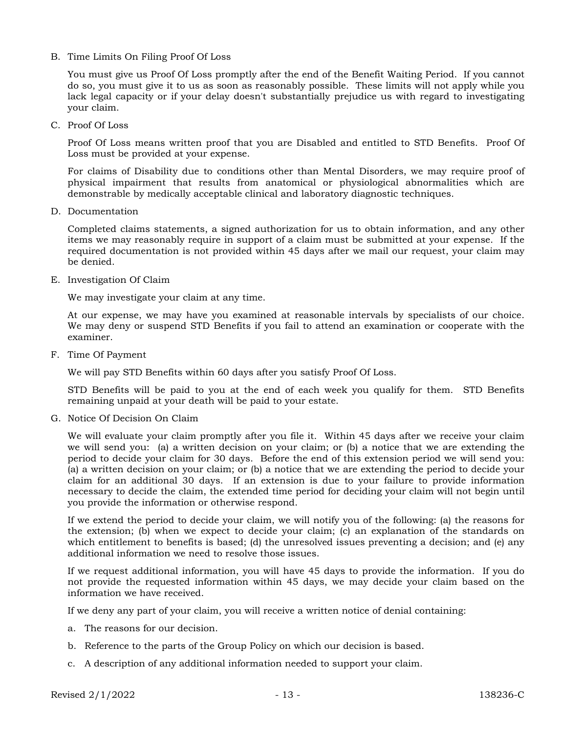B. Time Limits On Filing Proof Of Loss

   You must give us Proof Of Loss promptly after the end of the Benefit Waiting Period. If you cannot do so, you must give it to us as soon as reasonably possible. These limits will not apply while you lack legal capacity or if your delay doesn't substantially prejudice us with regard to investigating your claim.

C. Proof Of Loss

   Proof Of Loss means written proof that you are Disabled and entitled to STD Benefits. Proof Of Loss must be provided at your expense.

   For claims of Disability due to conditions other than Mental Disorders, we may require proof of physical impairment that results from anatomical or physiological abnormalities which are demonstrable by medically acceptable clinical and laboratory diagnostic techniques.

D. Documentation

   Completed claims statements, a signed authorization for us to obtain information, and any other items we may reasonably require in support of a claim must be submitted at your expense. If the required documentation is not provided within 45 days after we mail our request, your claim may be denied.

E. Investigation Of Claim

   We may investigate your claim at any time.

   At our expense, we may have you examined at reasonable intervals by specialists of our choice. We may deny or suspend STD Benefits if you fail to attend an examination or cooperate with the examiner.

F. Time Of Payment

   We will pay STD Benefits within 60 days after you satisfy Proof Of Loss.

   STD Benefits will be paid to you at the end of each week you qualify for them. STD Benefits remaining unpaid at your death will be paid to your estate.

G. Notice Of Decision On Claim

   We will evaluate your claim promptly after you file it. Within 45 days after we receive your claim we will send you: (a) a written decision on your claim; or (b) a notice that we are extending the period to decide your claim for 30 days. Before the end of this extension period we will send you: (a) a written decision on your claim; or (b) a notice that we are extending the period to decide your claim for an additional 30 days. If an extension is due to your failure to provide information necessary to decide the claim, the extended time period for deciding your claim will not begin until you provide the information or otherwise respond.

   If we extend the period to decide your claim, we will notify you of the following: (a) the reasons for the extension; (b) when we expect to decide your claim; (c) an explanation of the standards on which entitlement to benefits is based; (d) the unresolved issues preventing a decision; and (e) any additional information we need to resolve those issues.

   If we request additional information, you will have 45 days to provide the information. If you do not provide the requested information within 45 days, we may decide your claim based on the information we have received.

   If we deny any part of your claim, you will receive a written notice of denial containing:

   a. The reasons for our decision.

   b. Reference to the parts of the Group Policy on which our decision is based.

   c. A description of any additional information needed to support your claim.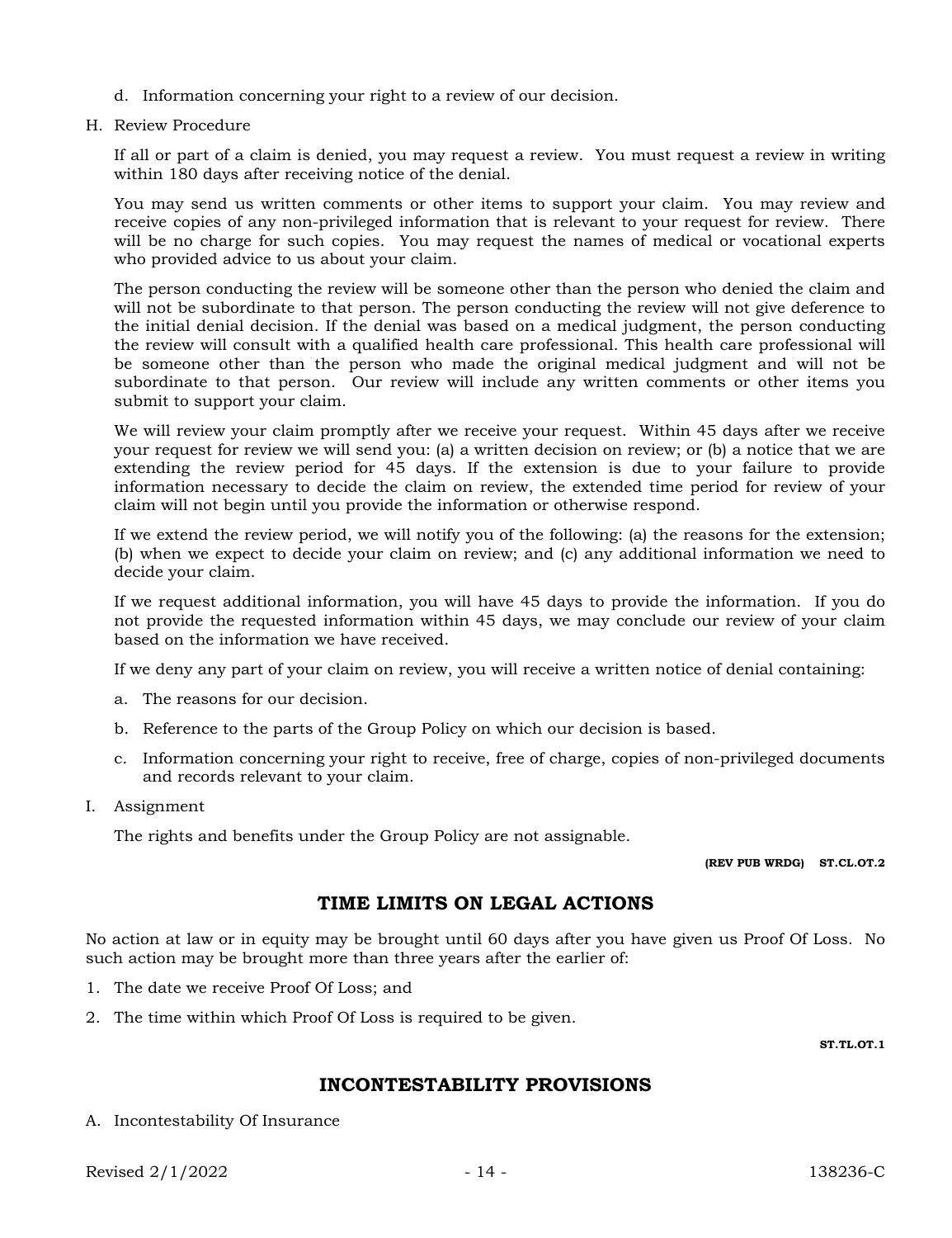d. Information concerning your right to a review of our decision.

H. Review Procedure

If all or part of a claim is denied, you may request a review. You must request a review in writing within 180 days after receiving notice of the denial.

You may send us written comments or other items to support your claim. You may review and receive copies of any non-privileged information that is relevant to your request for review. There will be no charge for such copies. You may request the names of medical or vocational experts who provided advice to us about your claim.

The person conducting the review will be someone other than the person who denied the claim and will not be subordinate to that person. The person conducting the review will not give deference to the initial denial decision. If the denial was based on a medical judgment, the person conducting the review will consult with a qualified health care professional. This health care professional will be someone other than the person who made the original medical judgment and will not be subordinate to that person. Our review will include any written comments or other items you submit to support your claim.

We will review your claim promptly after we receive your request. Within 45 days after we receive your request for review we will send you: (a) a written decision on review; or (b) a notice that we are extending the review period for 45 days. If the extension is due to your failure to provide information necessary to decide the claim on review, the extended time period for review of your claim will not begin until you provide the information or otherwise respond.

If we extend the review period, we will notify you of the following: (a) the reasons for the extension; (b) when we expect to decide your claim on review; and (c) any additional information we need to decide your claim.

If we request additional information, you will have 45 days to provide the information. If you do not provide the requested information within 45 days, we may conclude our review of your claim based on the information we have received.

If we deny any part of your claim on review, you will receive a written notice of denial containing:

a. The reasons for our decision.

b. Reference to the parts of the Group Policy on which our decision is based.

c. Information concerning your right to receive, free of charge, copies of non-privileged documents and records relevant to your claim.

I. Assignment

The rights and benefits under the Group Policy are not assignable.

**(REV PUB WRDG) ST.CL.OT.2**

## TIME LIMITS ON LEGAL ACTIONS

No action at law or in equity may be brought until 60 days after you have given us Proof Of Loss. No such action may be brought more than three years after the earlier of:

1. The date we receive Proof Of Loss; and
2. The time within which Proof Of Loss is required to be given.

**ST.TL.OT.1**

## INCONTESTABILITY PROVISIONS

A. Incontestability Of Insurance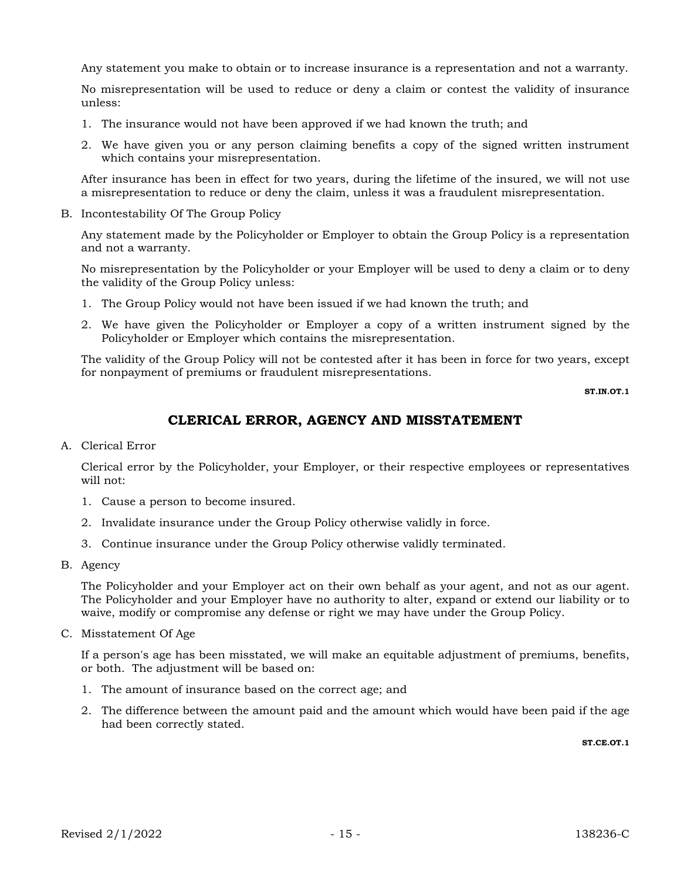Any statement you make to obtain or to increase insurance is a representation and not a warranty.

No misrepresentation will be used to reduce or deny a claim or contest the validity of insurance unless:

1. The insurance would not have been approved if we had known the truth; and
2. We have given you or any person claiming benefits a copy of the signed written instrument which contains your misrepresentation.

After insurance has been in effect for two years, during the lifetime of the insured, we will not use a misrepresentation to reduce or deny the claim, unless it was a fraudulent misrepresentation.

B. Incontestability Of The Group Policy

Any statement made by the Policyholder or Employer to obtain the Group Policy is a representation and not a warranty.

No misrepresentation by the Policyholder or your Employer will be used to deny a claim or to deny the validity of the Group Policy unless:

1. The Group Policy would not have been issued if we had known the truth; and
2. We have given the Policyholder or Employer a copy of a written instrument signed by the Policyholder or Employer which contains the misrepresentation.

The validity of the Group Policy will not be contested after it has been in force for two years, except for nonpayment of premiums or fraudulent misrepresentations.

**ST.IN.OT.1**

## CLERICAL ERROR, AGENCY AND MISSTATEMENT

A. Clerical Error

Clerical error by the Policyholder, your Employer, or their respective employees or representatives will not:

1. Cause a person to become insured.
2. Invalidate insurance under the Group Policy otherwise validly in force.
3. Continue insurance under the Group Policy otherwise validly terminated.

B. Agency

The Policyholder and your Employer act on their own behalf as your agent, and not as our agent. The Policyholder and your Employer have no authority to alter, expand or extend our liability or to waive, modify or compromise any defense or right we may have under the Group Policy.

C. Misstatement Of Age

If a person's age has been misstated, we will make an equitable adjustment of premiums, benefits, or both. The adjustment will be based on:

1. The amount of insurance based on the correct age; and
2. The difference between the amount paid and the amount which would have been paid if the age had been correctly stated.

**ST.CE.OT.1**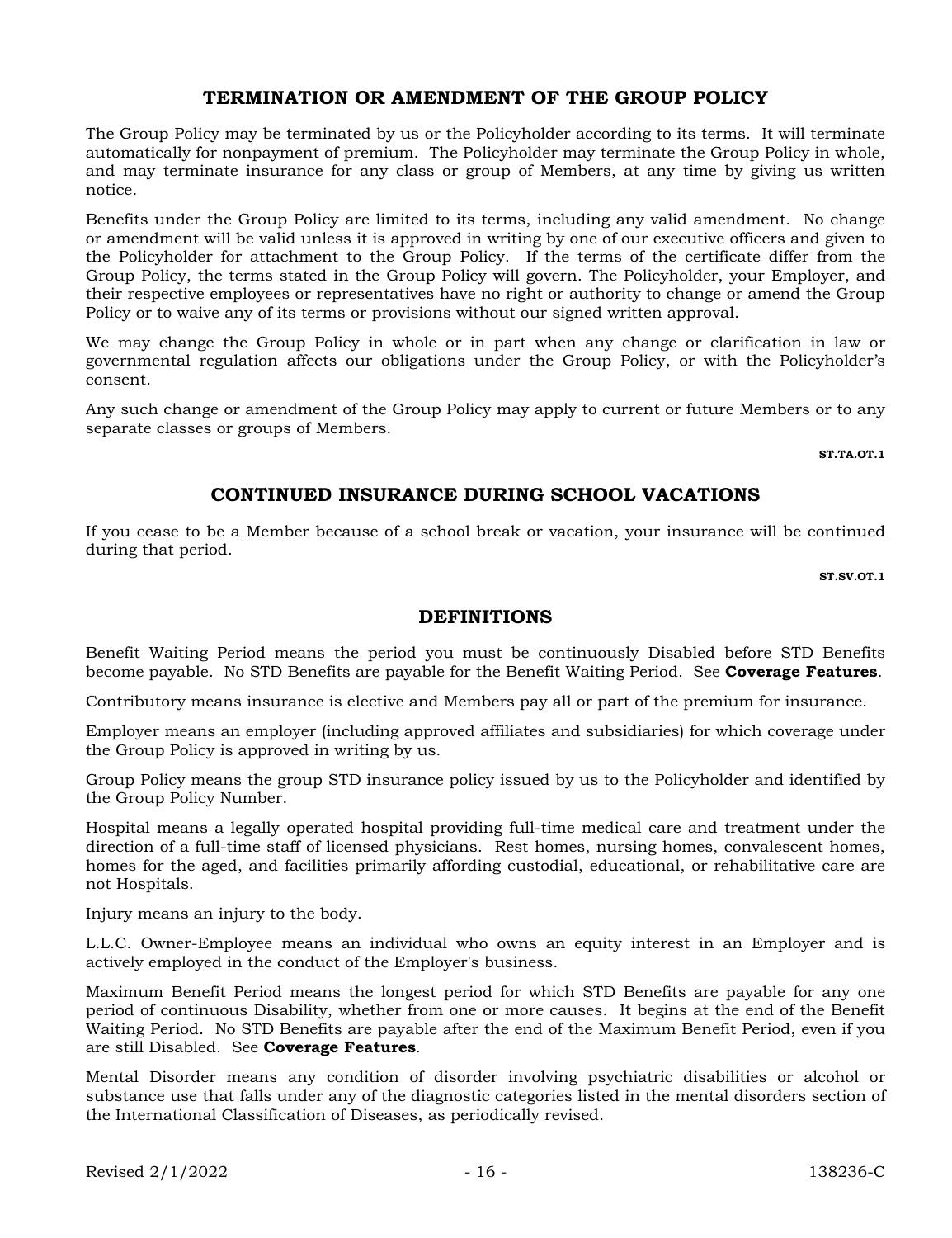## TERMINATION OR AMENDMENT OF THE GROUP POLICY

The Group Policy may be terminated by us or the Policyholder according to its terms. It will terminate automatically for nonpayment of premium. The Policyholder may terminate the Group Policy in whole, and may terminate insurance for any class or group of Members, at any time by giving us written notice.

Benefits under the Group Policy are limited to its terms, including any valid amendment. No change or amendment will be valid unless it is approved in writing by one of our executive officers and given to the Policyholder for attachment to the Group Policy. If the terms of the certificate differ from the Group Policy, the terms stated in the Group Policy will govern. The Policyholder, your Employer, and their respective employees or representatives have no right or authority to change or amend the Group Policy or to waive any of its terms or provisions without our signed written approval.

We may change the Group Policy in whole or in part when any change or clarification in law or governmental regulation affects our obligations under the Group Policy, or with the Policyholder's consent.

Any such change or amendment of the Group Policy may apply to current or future Members or to any separate classes or groups of Members.

**ST.TA.OT.1**

## CONTINUED INSURANCE DURING SCHOOL VACATIONS

If you cease to be a Member because of a school break or vacation, your insurance will be continued during that period.

**ST.SV.OT.1**

## DEFINITIONS

Benefit Waiting Period means the period you must be continuously Disabled before STD Benefits become payable. No STD Benefits are payable for the Benefit Waiting Period. See **Coverage Features**.

Contributory means insurance is elective and Members pay all or part of the premium for insurance.

Employer means an employer (including approved affiliates and subsidiaries) for which coverage under the Group Policy is approved in writing by us.

Group Policy means the group STD insurance policy issued by us to the Policyholder and identified by the Group Policy Number.

Hospital means a legally operated hospital providing full-time medical care and treatment under the direction of a full-time staff of licensed physicians. Rest homes, nursing homes, convalescent homes, homes for the aged, and facilities primarily affording custodial, educational, or rehabilitative care are not Hospitals.

Injury means an injury to the body.

L.L.C. Owner-Employee means an individual who owns an equity interest in an Employer and is actively employed in the conduct of the Employer's business.

Maximum Benefit Period means the longest period for which STD Benefits are payable for any one period of continuous Disability, whether from one or more causes. It begins at the end of the Benefit Waiting Period. No STD Benefits are payable after the end of the Maximum Benefit Period, even if you are still Disabled. See **Coverage Features**.

Mental Disorder means any condition of disorder involving psychiatric disabilities or alcohol or substance use that falls under any of the diagnostic categories listed in the mental disorders section of the International Classification of Diseases, as periodically revised.

Revised 2/1/2022 138236-C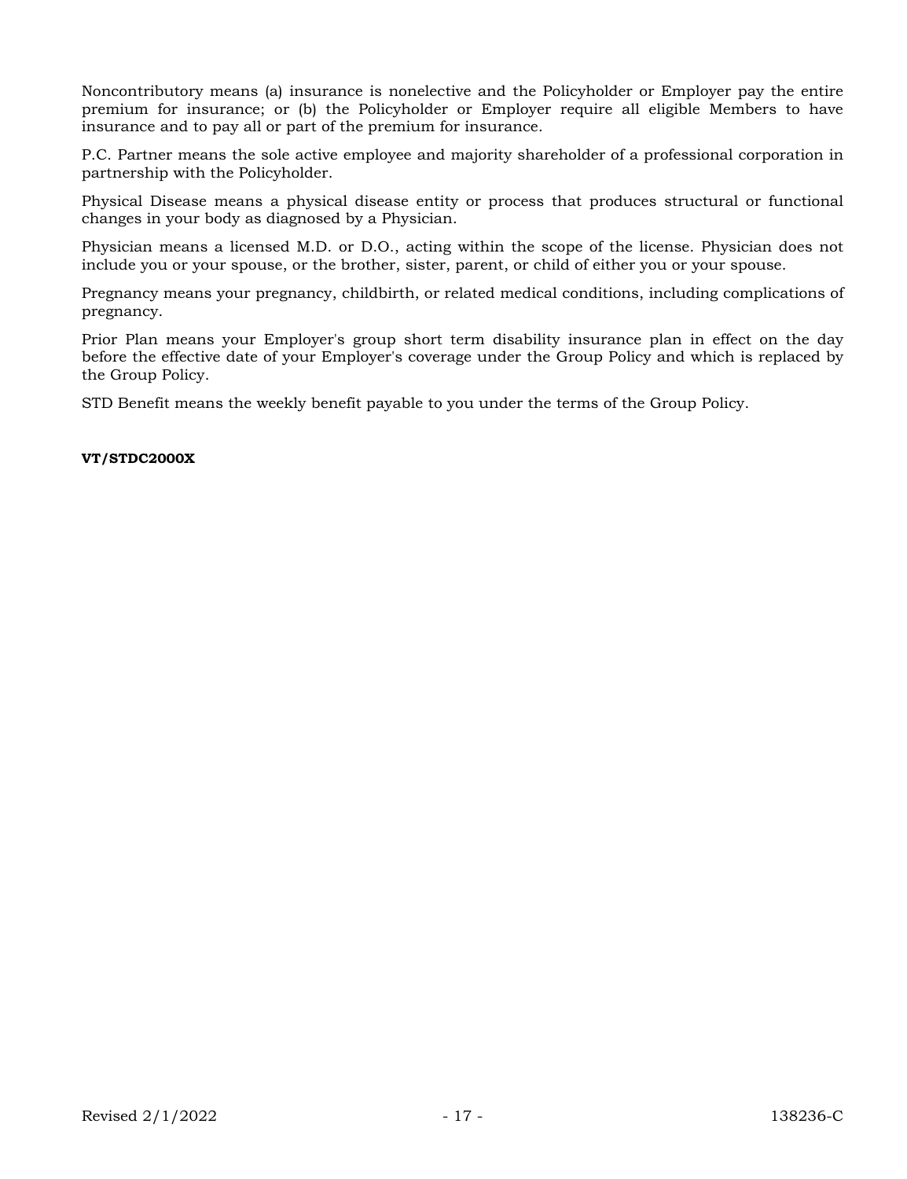Noncontributory means (a) insurance is nonelective and the Policyholder or Employer pay the entire premium for insurance; or (b) the Policyholder or Employer require all eligible Members to have insurance and to pay all or part of the premium for insurance.

P.C. Partner means the sole active employee and majority shareholder of a professional corporation in partnership with the Policyholder.

Physical Disease means a physical disease entity or process that produces structural or functional changes in your body as diagnosed by a Physician.

Physician means a licensed M.D. or D.O., acting within the scope of the license. Physician does not include you or your spouse, or the brother, sister, parent, or child of either you or your spouse.

Pregnancy means your pregnancy, childbirth, or related medical conditions, including complications of pregnancy.

Prior Plan means your Employer's group short term disability insurance plan in effect on the day before the effective date of your Employer's coverage under the Group Policy and which is replaced by the Group Policy.

STD Benefit means the weekly benefit payable to you under the terms of the Group Policy.

**VT/STDC2000X**